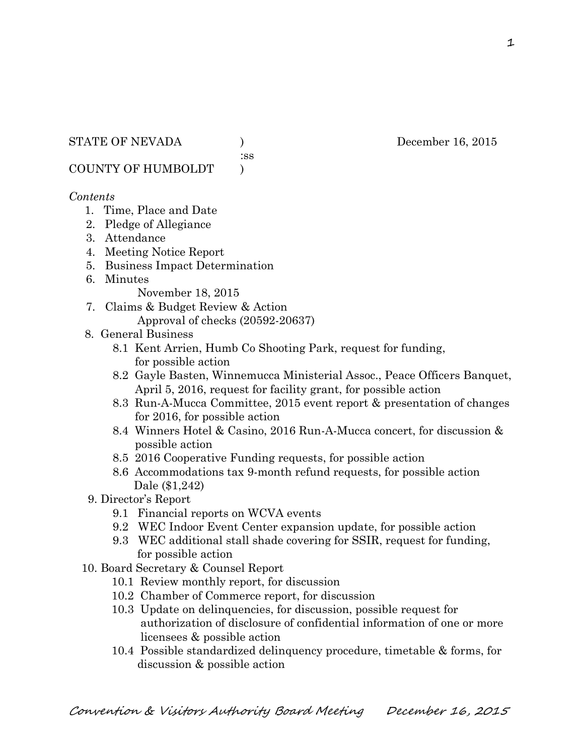STATE OF NEVADA )                                    December 16, 2015
:ss
COUNTY OF HUMBOLDT )

*Contents*

1. Time, Place and Date
2. Pledge of Allegiance
3. Attendance
4. Meeting Notice Report
5. Business Impact Determination
6. Minutes
   November 18, 2015
7. Claims & Budget Review & Action
   Approval of checks (20592-20637)
8. General Business
   - 8.1 Kent Arrien, Humb Co Shooting Park, request for funding, for possible action
   - 8.2 Gayle Basten, Winnemucca Ministerial Assoc., Peace Officers Banquet, April 5, 2016, request for facility grant, for possible action
   - 8.3 Run-A-Mucca Committee, 2015 event report & presentation of changes for 2016, for possible action
   - 8.4 Winners Hotel & Casino, 2016 Run-A-Mucca concert, for discussion & possible action
   - 8.5 2016 Cooperative Funding requests, for possible action
   - 8.6 Accommodations tax 9-month refund requests, for possible action
     Dale ($1,242)
9. Director's Report
   - 9.1 Financial reports on WCVA events
   - 9.2 WEC Indoor Event Center expansion update, for possible action
   - 9.3 WEC additional stall shade covering for SSIR, request for funding, for possible action
10. Board Secretary & Counsel Report
    - 10.1 Review monthly report, for discussion
    - 10.2 Chamber of Commerce report, for discussion
    - 10.3 Update on delinquencies, for discussion, possible request for authorization of disclosure of confidential information of one or more licensees & possible action
    - 10.4 Possible standardized delinquency procedure, timetable & forms, for discussion & possible action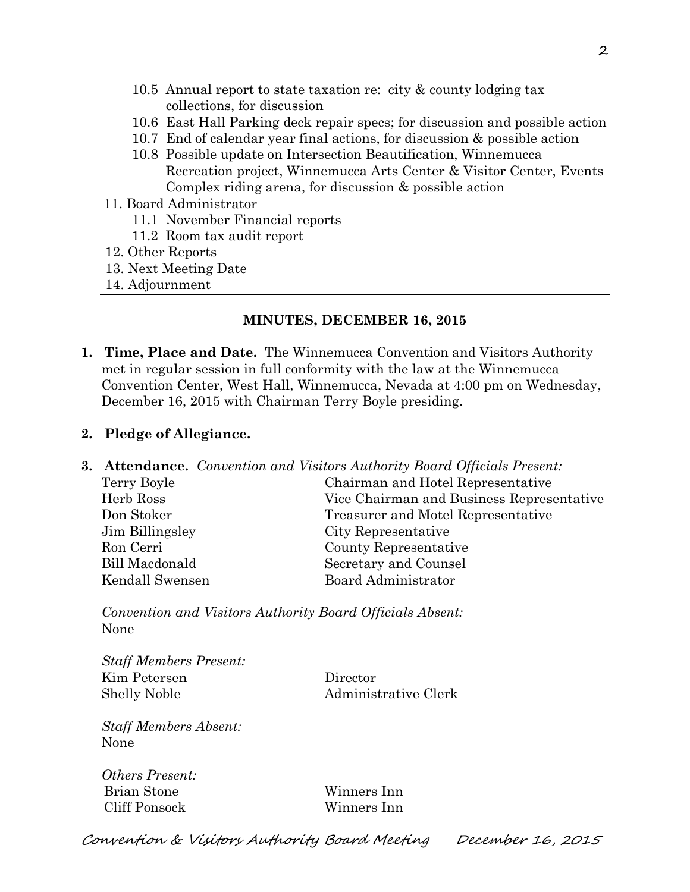- 10.5 Annual report to state taxation re: city & county lodging tax collections, for discussion
- 10.6 East Hall Parking deck repair specs; for discussion and possible action
- 10.7 End of calendar year final actions, for discussion & possible action
- 10.8 Possible update on Intersection Beautification, Winnemucca Recreation project, Winnemucca Arts Center & Visitor Center, Events Complex riding arena, for discussion & possible action

11. Board Administrator
    - 11.1 November Financial reports
    - 11.2 Room tax audit report
12. Other Reports
13. Next Meeting Date
14. Adjournment

---

## MINUTES, DECEMBER 16, 2015

**1. Time, Place and Date.** The Winnemucca Convention and Visitors Authority met in regular session in full conformity with the law at the Winnemucca Convention Center, West Hall, Winnemucca, Nevada at 4:00 pm on Wednesday, December 16, 2015 with Chairman Terry Boyle presiding.

**2. Pledge of Allegiance.**

**3. Attendance.** *Convention and Visitors Authority Board Officials Present:*

| | |
|---|---|
| Terry Boyle | Chairman and Hotel Representative |
| Herb Ross | Vice Chairman and Business Representative |
| Don Stoker | Treasurer and Motel Representative |
| Jim Billingsley | City Representative |
| Ron Cerri | County Representative |
| Bill Macdonald | Secretary and Counsel |
| Kendall Swensen | Board Administrator |

*Convention and Visitors Authority Board Officials Absent:*
None

*Staff Members Present:*

| | |
|---|---|
| Kim Petersen | Director |
| Shelly Noble | Administrative Clerk |

*Staff Members Absent:*
None

*Others Present:*

| | |
|---|---|
| Brian Stone | Winners Inn |
| Cliff Ponsock | Winners Inn |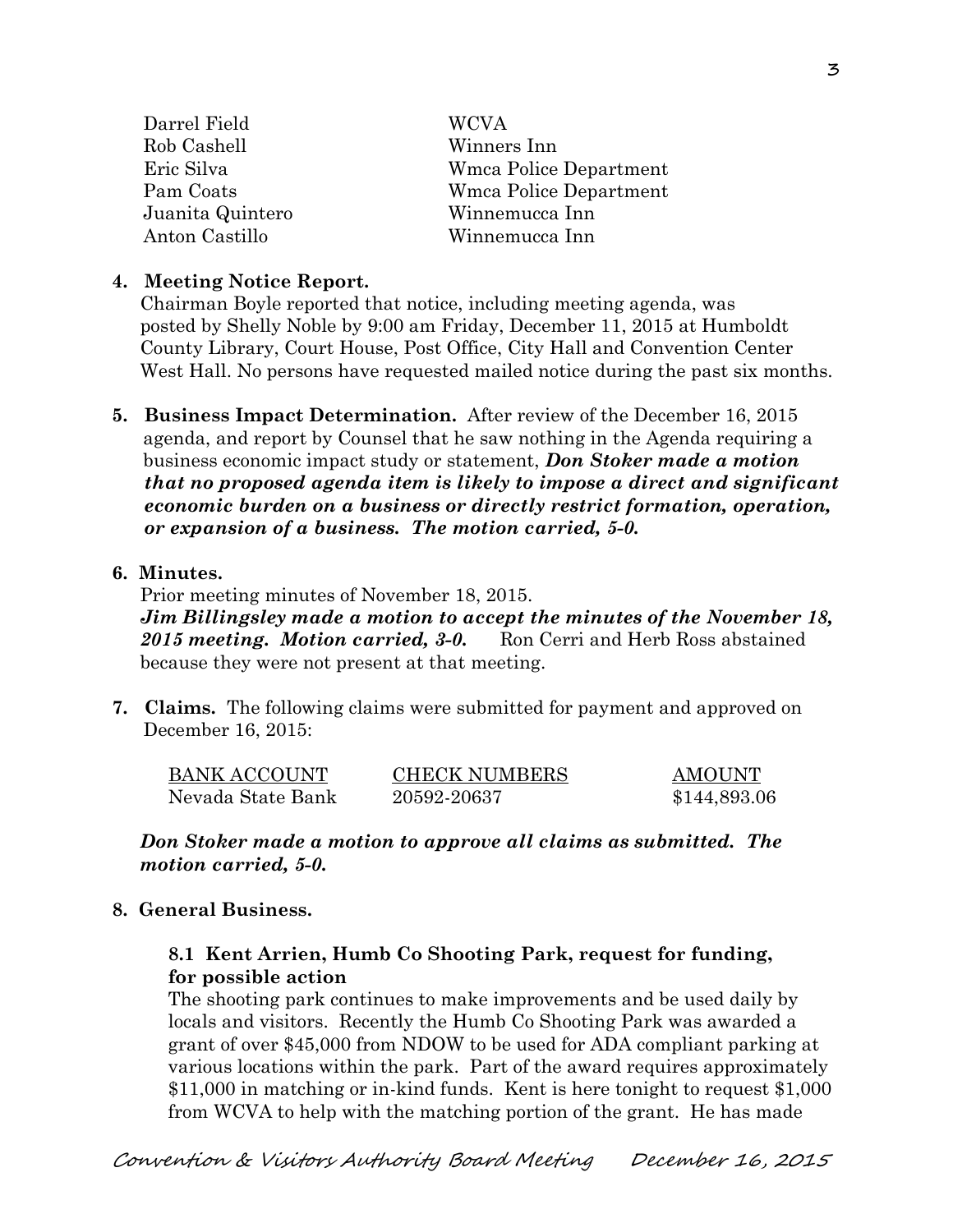| | |
|---|---|
| Darrel Field | WCVA |
| Rob Cashell | Winners Inn |
| Eric Silva | Wmca Police Department |
| Pam Coats | Wmca Police Department |
| Juanita Quintero | Winnemucca Inn |
| Anton Castillo | Winnemucca Inn |

**4. Meeting Notice Report.**
Chairman Boyle reported that notice, including meeting agenda, was posted by Shelly Noble by 9:00 am Friday, December 11, 2015 at Humboldt County Library, Court House, Post Office, City Hall and Convention Center West Hall. No persons have requested mailed notice during the past six months.

**5. Business Impact Determination.** After review of the December 16, 2015 agenda, and report by Counsel that he saw nothing in the Agenda requiring a business economic impact study or statement, ***Don Stoker made a motion that no proposed agenda item is likely to impose a direct and significant economic burden on a business or directly restrict formation, operation, or expansion of a business. The motion carried, 5-0.***

**6. Minutes.**
Prior meeting minutes of November 18, 2015.
***Jim Billingsley made a motion to accept the minutes of the November 18, 2015 meeting. Motion carried, 3-0.*** Ron Cerri and Herb Ross abstained because they were not present at that meeting.

**7. Claims.** The following claims were submitted for payment and approved on December 16, 2015:

| BANK ACCOUNT | CHECK NUMBERS | AMOUNT |
|---|---|---|
| Nevada State Bank | 20592-20637 | $144,893.06 |

***Don Stoker made a motion to approve all claims as submitted. The motion carried, 5-0.***

**8. General Business.**

**8.1 Kent Arrien, Humb Co Shooting Park, request for funding, for possible action**
The shooting park continues to make improvements and be used daily by locals and visitors. Recently the Humb Co Shooting Park was awarded a grant of over $45,000 from NDOW to be used for ADA compliant parking at various locations within the park. Part of the award requires approximately $11,000 in matching or in-kind funds. Kent is here tonight to request $1,000 from WCVA to help with the matching portion of the grant. He has made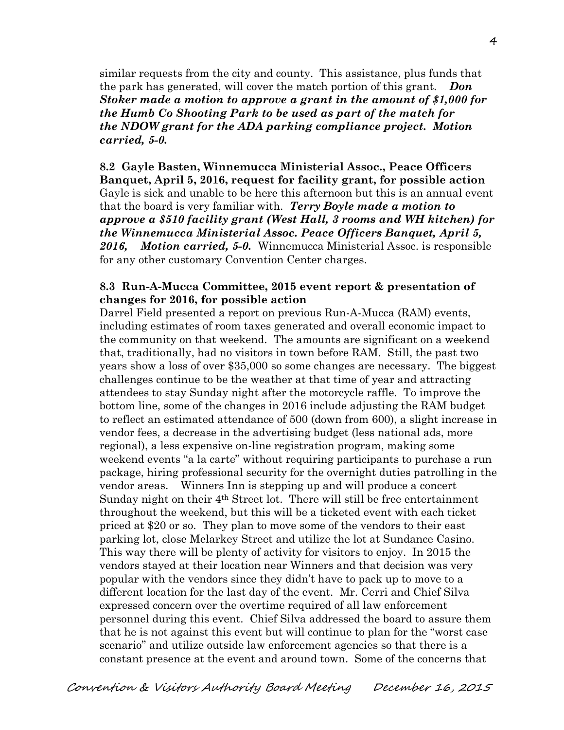similar requests from the city and county. This assistance, plus funds that the park has generated, will cover the match portion of this grant. ***Don Stoker made a motion to approve a grant in the amount of $1,000 for the Humb Co Shooting Park to be used as part of the match for the NDOW grant for the ADA parking compliance project. Motion carried, 5-0.***

**8.2 Gayle Basten, Winnemucca Ministerial Assoc., Peace Officers Banquet, April 5, 2016, request for facility grant, for possible action**

Gayle is sick and unable to be here this afternoon but this is an annual event that the board is very familiar with. ***Terry Boyle made a motion to approve a $510 facility grant (West Hall, 3 rooms and WH kitchen) for the Winnemucca Ministerial Assoc. Peace Officers Banquet, April 5, 2016, Motion carried, 5-0.*** Winnemucca Ministerial Assoc. is responsible for any other customary Convention Center charges.

**8.3 Run-A-Mucca Committee, 2015 event report & presentation of changes for 2016, for possible action**

Darrel Field presented a report on previous Run-A-Mucca (RAM) events, including estimates of room taxes generated and overall economic impact to the community on that weekend. The amounts are significant on a weekend that, traditionally, had no visitors in town before RAM. Still, the past two years show a loss of over $35,000 so some changes are necessary. The biggest challenges continue to be the weather at that time of year and attracting attendees to stay Sunday night after the motorcycle raffle. To improve the bottom line, some of the changes in 2016 include adjusting the RAM budget to reflect an estimated attendance of 500 (down from 600), a slight increase in vendor fees, a decrease in the advertising budget (less national ads, more regional), a less expensive on-line registration program, making some weekend events "a la carte" without requiring participants to purchase a run package, hiring professional security for the overnight duties patrolling in the vendor areas. Winners Inn is stepping up and will produce a concert Sunday night on their 4th Street lot. There will still be free entertainment throughout the weekend, but this will be a ticketed event with each ticket priced at $20 or so. They plan to move some of the vendors to their east parking lot, close Melarkey Street and utilize the lot at Sundance Casino. This way there will be plenty of activity for visitors to enjoy. In 2015 the vendors stayed at their location near Winners and that decision was very popular with the vendors since they didn't have to pack up to move to a different location for the last day of the event. Mr. Cerri and Chief Silva expressed concern over the overtime required of all law enforcement personnel during this event. Chief Silva addressed the board to assure them that he is not against this event but will continue to plan for the "worst case scenario" and utilize outside law enforcement agencies so that there is a constant presence at the event and around town. Some of the concerns that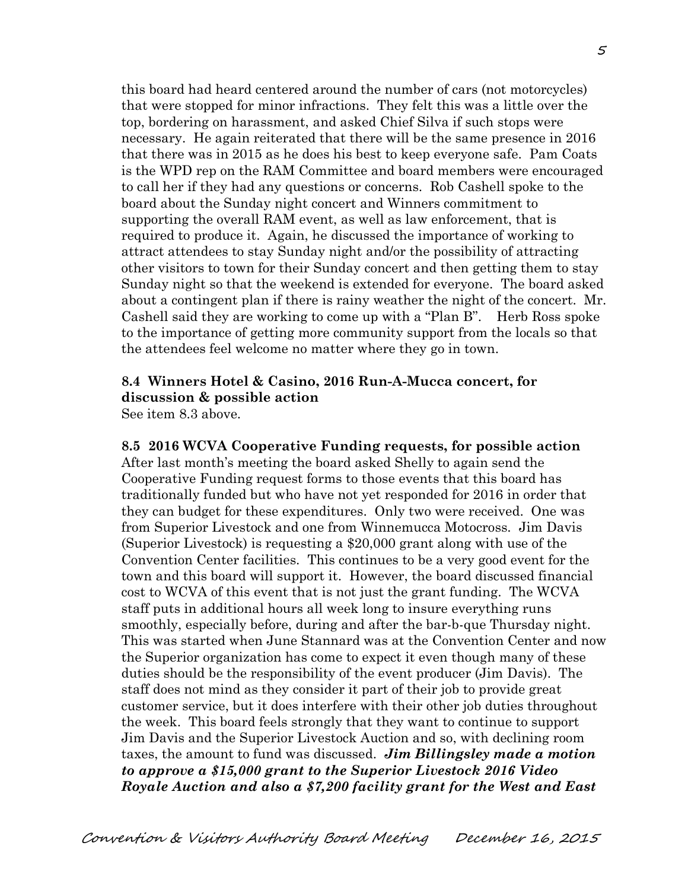this board had heard centered around the number of cars (not motorcycles) that were stopped for minor infractions. They felt this was a little over the top, bordering on harassment, and asked Chief Silva if such stops were necessary. He again reiterated that there will be the same presence in 2016 that there was in 2015 as he does his best to keep everyone safe. Pam Coats is the WPD rep on the RAM Committee and board members were encouraged to call her if they had any questions or concerns. Rob Cashell spoke to the board about the Sunday night concert and Winners commitment to supporting the overall RAM event, as well as law enforcement, that is required to produce it. Again, he discussed the importance of working to attract attendees to stay Sunday night and/or the possibility of attracting other visitors to town for their Sunday concert and then getting them to stay Sunday night so that the weekend is extended for everyone. The board asked about a contingent plan if there is rainy weather the night of the concert. Mr. Cashell said they are working to come up with a "Plan B". Herb Ross spoke to the importance of getting more community support from the locals so that the attendees feel welcome no matter where they go in town.

**8.4 Winners Hotel & Casino, 2016 Run-A-Mucca concert, for discussion & possible action**
See item 8.3 above.

**8.5 2016 WCVA Cooperative Funding requests, for possible action**
After last month's meeting the board asked Shelly to again send the Cooperative Funding request forms to those events that this board has traditionally funded but who have not yet responded for 2016 in order that they can budget for these expenditures. Only two were received. One was from Superior Livestock and one from Winnemucca Motocross. Jim Davis (Superior Livestock) is requesting a $20,000 grant along with use of the Convention Center facilities. This continues to be a very good event for the town and this board will support it. However, the board discussed financial cost to WCVA of this event that is not just the grant funding. The WCVA staff puts in additional hours all week long to insure everything runs smoothly, especially before, during and after the bar-b-que Thursday night. This was started when June Stannard was at the Convention Center and now the Superior organization has come to expect it even though many of these duties should be the responsibility of the event producer (Jim Davis). The staff does not mind as they consider it part of their job to provide great customer service, but it does interfere with their other job duties throughout the week. This board feels strongly that they want to continue to support Jim Davis and the Superior Livestock Auction and so, with declining room taxes, the amount to fund was discussed. ***Jim Billingsley made a motion to approve a $15,000 grant to the Superior Livestock 2016 Video Royale Auction and also a $7,200 facility grant for the West and East***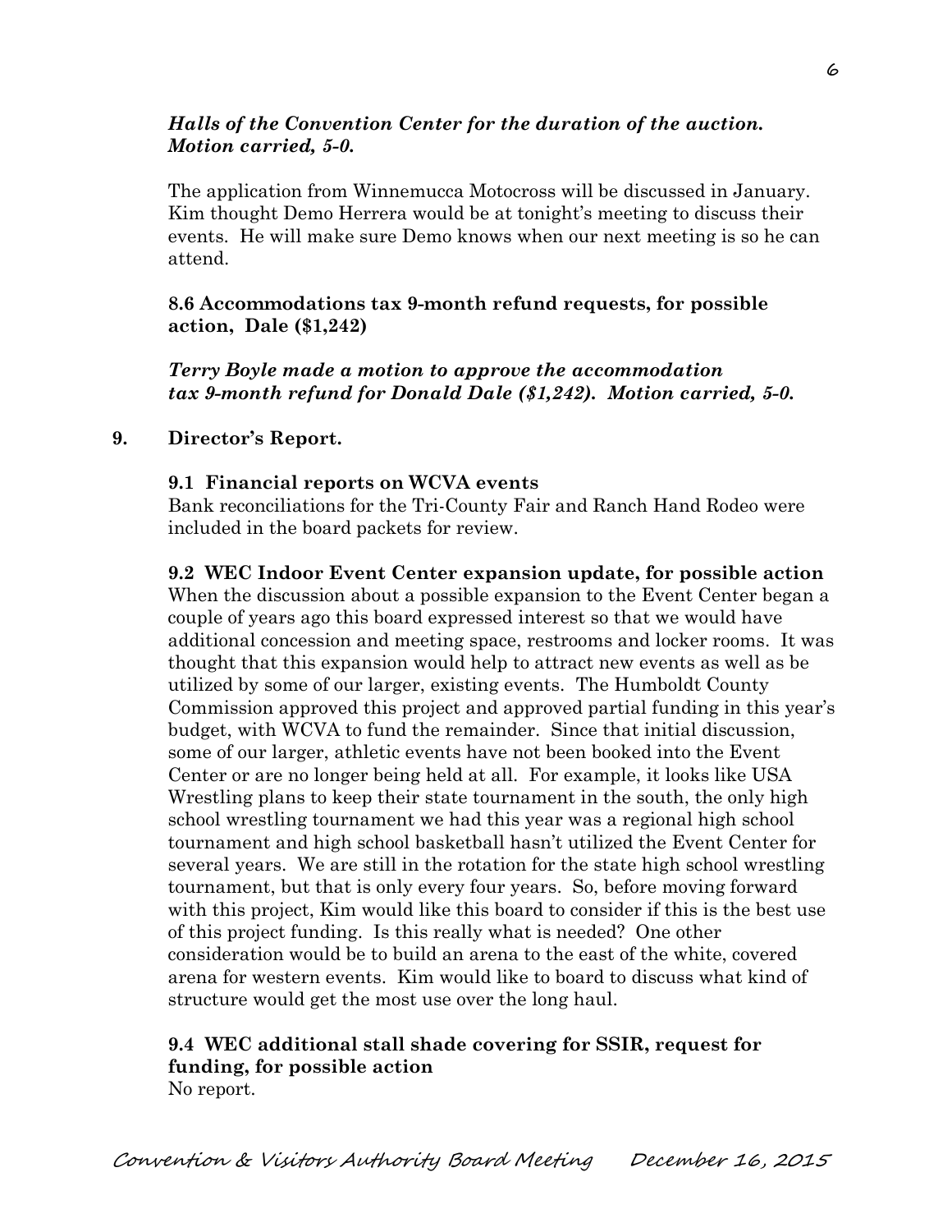***Halls of the Convention Center for the duration of the auction. Motion carried, 5-0.***

The application from Winnemucca Motocross will be discussed in January. Kim thought Demo Herrera would be at tonight's meeting to discuss their events. He will make sure Demo knows when our next meeting is so he can attend.

**8.6 Accommodations tax 9-month refund requests, for possible action, Dale ($1,242)**

***Terry Boyle made a motion to approve the accommodation tax 9-month refund for Donald Dale ($1,242). Motion carried, 5-0.***

**9. Director's Report.**

**9.1 Financial reports on WCVA events**
Bank reconciliations for the Tri-County Fair and Ranch Hand Rodeo were included in the board packets for review.

**9.2 WEC Indoor Event Center expansion update, for possible action**
When the discussion about a possible expansion to the Event Center began a couple of years ago this board expressed interest so that we would have additional concession and meeting space, restrooms and locker rooms. It was thought that this expansion would help to attract new events as well as be utilized by some of our larger, existing events. The Humboldt County Commission approved this project and approved partial funding in this year's budget, with WCVA to fund the remainder. Since that initial discussion, some of our larger, athletic events have not been booked into the Event Center or are no longer being held at all. For example, it looks like USA Wrestling plans to keep their state tournament in the south, the only high school wrestling tournament we had this year was a regional high school tournament and high school basketball hasn't utilized the Event Center for several years. We are still in the rotation for the state high school wrestling tournament, but that is only every four years. So, before moving forward with this project, Kim would like this board to consider if this is the best use of this project funding. Is this really what is needed? One other consideration would be to build an arena to the east of the white, covered arena for western events. Kim would like to board to discuss what kind of structure would get the most use over the long haul.

**9.4 WEC additional stall shade covering for SSIR, request for funding, for possible action**
No report.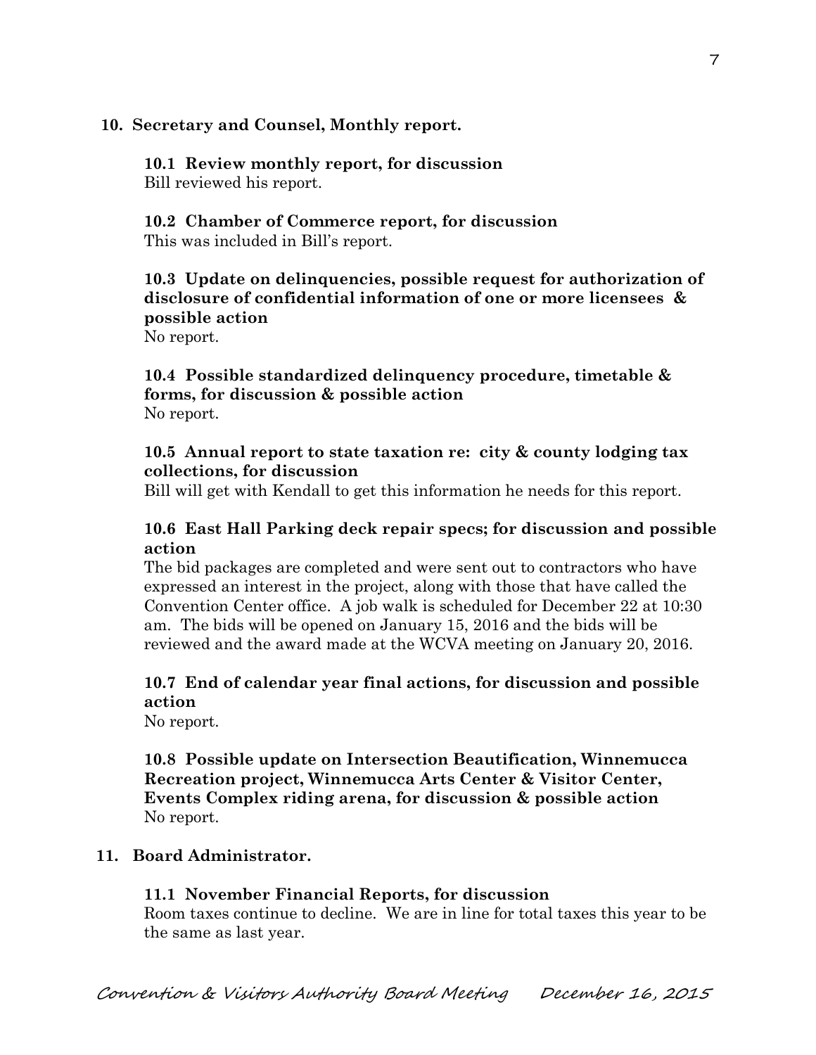## 10. Secretary and Counsel, Monthly report.

### 10.1 Review monthly report, for discussion

Bill reviewed his report.

### 10.2 Chamber of Commerce report, for discussion

This was included in Bill's report.

### 10.3 Update on delinquencies, possible request for authorization of disclosure of confidential information of one or more licensees & possible action

No report.

### 10.4 Possible standardized delinquency procedure, timetable & forms, for discussion & possible action

No report.

### 10.5 Annual report to state taxation re: city & county lodging tax collections, for discussion

Bill will get with Kendall to get this information he needs for this report.

### 10.6 East Hall Parking deck repair specs; for discussion and possible action

The bid packages are completed and were sent out to contractors who have expressed an interest in the project, along with those that have called the Convention Center office. A job walk is scheduled for December 22 at 10:30 am. The bids will be opened on January 15, 2016 and the bids will be reviewed and the award made at the WCVA meeting on January 20, 2016.

### 10.7 End of calendar year final actions, for discussion and possible action

No report.

### 10.8 Possible update on Intersection Beautification, Winnemucca Recreation project, Winnemucca Arts Center & Visitor Center, Events Complex riding arena, for discussion & possible action

No report.

## 11. Board Administrator.

### 11.1 November Financial Reports, for discussion

Room taxes continue to decline. We are in line for total taxes this year to be the same as last year.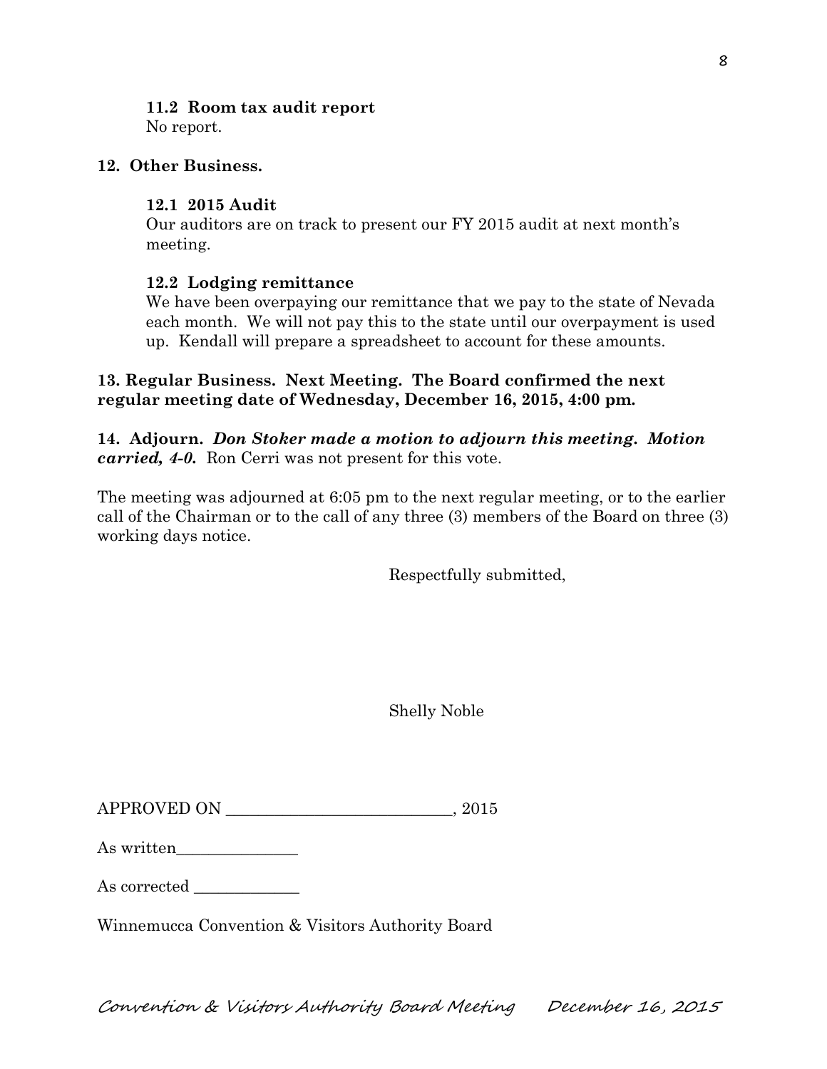**11.2 Room tax audit report**

No report.

**12. Other Business.**

**12.1 2015 Audit**

Our auditors are on track to present our FY 2015 audit at next month's meeting.

**12.2 Lodging remittance**

We have been overpaying our remittance that we pay to the state of Nevada each month. We will not pay this to the state until our overpayment is used up. Kendall will prepare a spreadsheet to account for these amounts.

**13. Regular Business. Next Meeting. The Board confirmed the next regular meeting date of Wednesday, December 16, 2015, 4:00 pm.**

**14. Adjourn.** ***Don Stoker made a motion to adjourn this meeting. Motion carried, 4-0.*** Ron Cerri was not present for this vote.

The meeting was adjourned at 6:05 pm to the next regular meeting, or to the earlier call of the Chairman or to the call of any three (3) members of the Board on three (3) working days notice.

Respectfully submitted,

Shelly Noble

APPROVED ON \_\_\_\_\_\_\_\_\_\_\_\_\_\_\_\_\_\_\_\_\_\_\_\_\_\_\_\_, 2015

As written\_\_\_\_\_\_\_\_\_\_\_\_\_\_\_

As corrected \_\_\_\_\_\_\_\_\_\_\_\_\_

Winnemucca Convention & Visitors Authority Board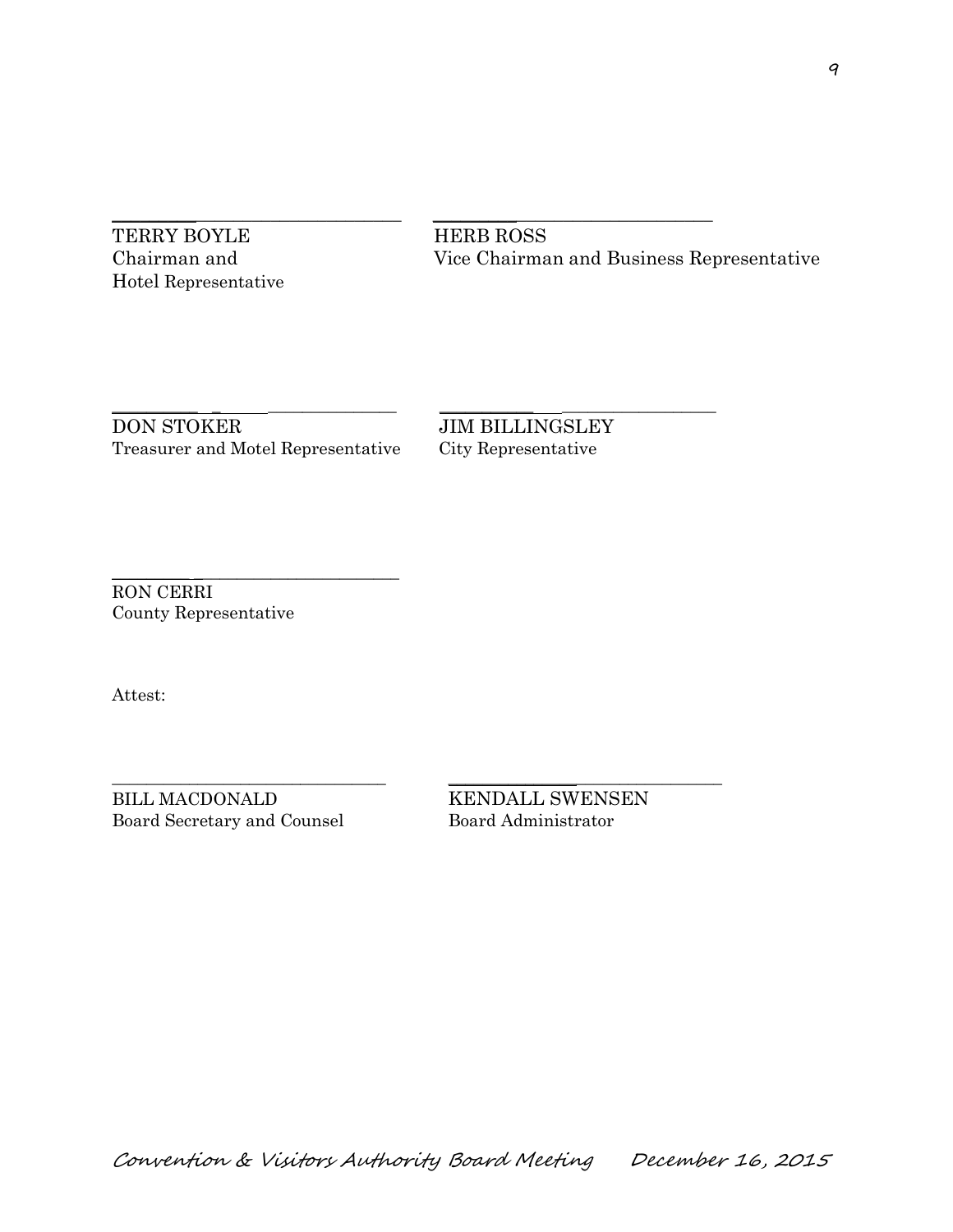TERRY BOYLE
Chairman and
Hotel Representative

HERB ROSS
Vice Chairman and Business Representative

DON STOKER
Treasurer and Motel Representative

JIM BILLINGSLEY
City Representative

RON CERRI
County Representative

Attest:

BILL MACDONALD
Board Secretary and Counsel

KENDALL SWENSEN
Board Administrator